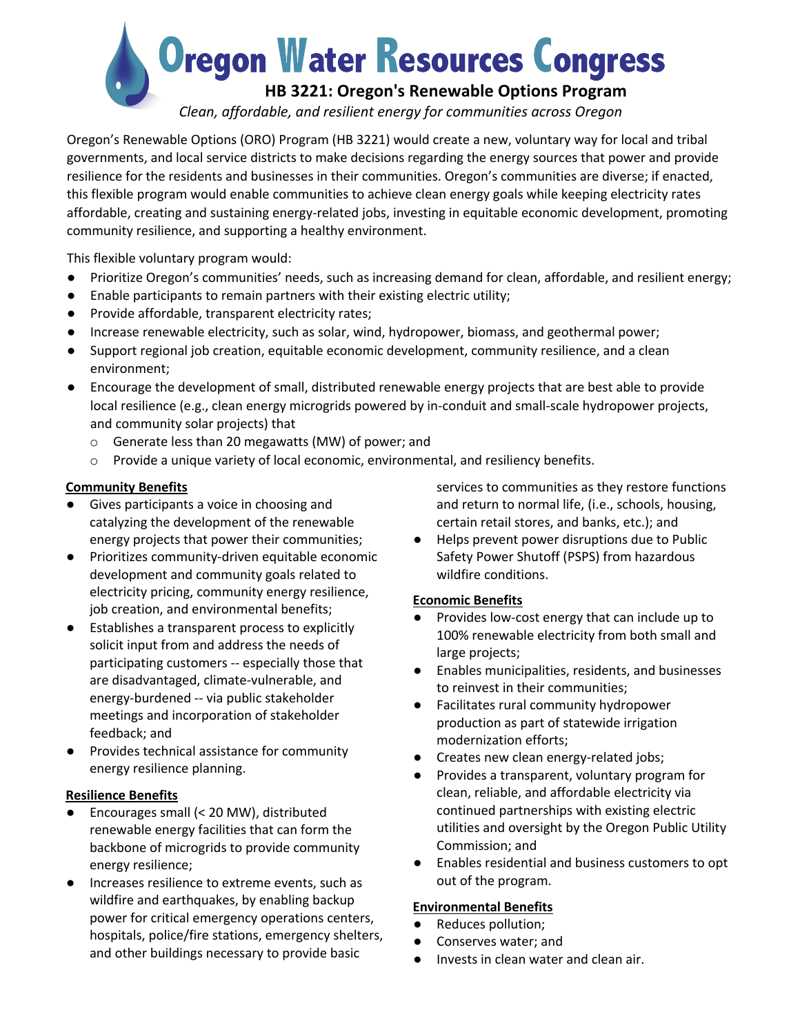# Oregon Water Resources Congress

## HB 3221: Oregon's Renewable Options Program

*Clean, affordable, and resilient energy for communities across Oregon*

Oregon's Renewable Options (ORO) Program (HB 3221) would create a new, voluntary way for local and tribal governments, and local service districts to make decisions regarding the energy sources that power and provide resilience for the residents and businesses in their communities. Oregon's communities are diverse; if enacted, this flexible program would enable communities to achieve clean energy goals while keeping electricity rates affordable, creating and sustaining energy-related jobs, investing in equitable economic development, promoting community resilience, and supporting a healthy environment.

This flexible voluntary program would:

- Prioritize Oregon's communities' needs, such as increasing demand for clean, affordable, and resilient energy;
- Enable participants to remain partners with their existing electric utility;
- Provide affordable, transparent electricity rates;
- Increase renewable electricity, such as solar, wind, hydropower, biomass, and geothermal power;
- Support regional job creation, equitable economic development, community resilience, and a clean environment;
- Encourage the development of small, distributed renewable energy projects that are best able to provide local resilience (e.g., clean energy microgrids powered by in-conduit and small-scale hydropower projects, and community solar projects) that
  - Generate less than 20 megawatts (MW) of power; and
  - Provide a unique variety of local economic, environmental, and resiliency benefits.

**Community Benefits**

- Gives participants a voice in choosing and catalyzing the development of the renewable energy projects that power their communities;
- Prioritizes community-driven equitable economic development and community goals related to electricity pricing, community energy resilience, job creation, and environmental benefits;
- Establishes a transparent process to explicitly solicit input from and address the needs of participating customers -- especially those that are disadvantaged, climate-vulnerable, and energy-burdened -- via public stakeholder meetings and incorporation of stakeholder feedback; and
- Provides technical assistance for community energy resilience planning.

**Resilience Benefits**

- Encourages small (< 20 MW), distributed renewable energy facilities that can form the backbone of microgrids to provide community energy resilience;
- Increases resilience to extreme events, such as wildfire and earthquakes, by enabling backup power for critical emergency operations centers, hospitals, police/fire stations, emergency shelters, and other buildings necessary to provide basic services to communities as they restore functions and return to normal life, (i.e., schools, housing, certain retail stores, and banks, etc.); and
- Helps prevent power disruptions due to Public Safety Power Shutoff (PSPS) from hazardous wildfire conditions.

**Economic Benefits**

- Provides low-cost energy that can include up to 100% renewable electricity from both small and large projects;
- Enables municipalities, residents, and businesses to reinvest in their communities;
- Facilitates rural community hydropower production as part of statewide irrigation modernization efforts;
- Creates new clean energy-related jobs;
- Provides a transparent, voluntary program for clean, reliable, and affordable electricity via continued partnerships with existing electric utilities and oversight by the Oregon Public Utility Commission; and
- Enables residential and business customers to opt out of the program.

**Environmental Benefits**

- Reduces pollution;
- Conserves water; and
- Invests in clean water and clean air.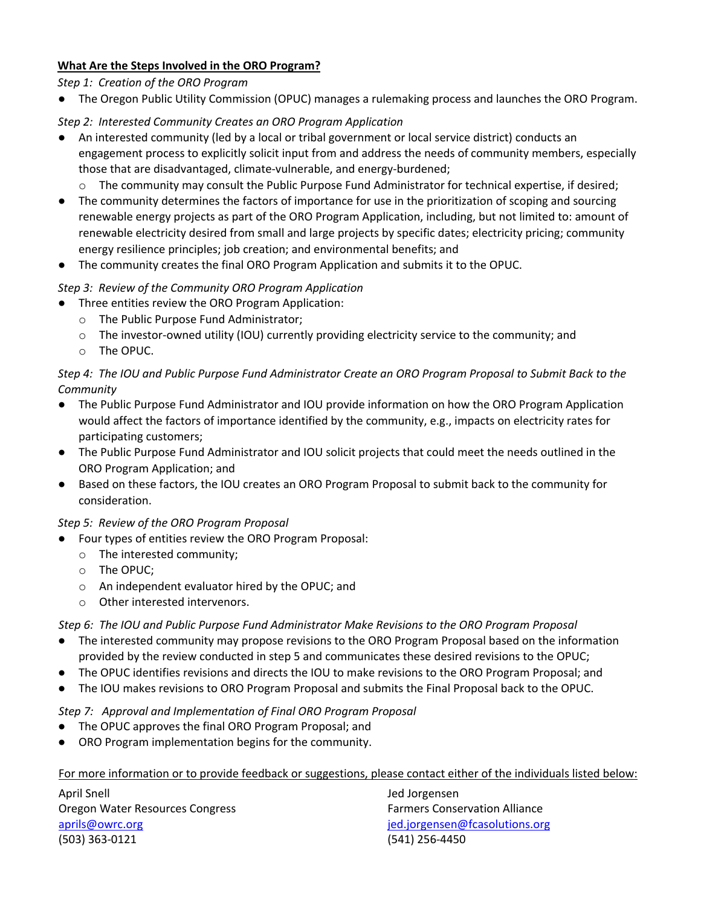**What Are the Steps Involved in the ORO Program?**

*Step 1: Creation of the ORO Program*

- The Oregon Public Utility Commission (OPUC) manages a rulemaking process and launches the ORO Program.

*Step 2: Interested Community Creates an ORO Program Application*

- An interested community (led by a local or tribal government or local service district) conducts an engagement process to explicitly solicit input from and address the needs of community members, especially those that are disadvantaged, climate-vulnerable, and energy-burdened;
  - The community may consult the Public Purpose Fund Administrator for technical expertise, if desired;
- The community determines the factors of importance for use in the prioritization of scoping and sourcing renewable energy projects as part of the ORO Program Application, including, but not limited to: amount of renewable electricity desired from small and large projects by specific dates; electricity pricing; community energy resilience principles; job creation; and environmental benefits; and
- The community creates the final ORO Program Application and submits it to the OPUC.

*Step 3: Review of the Community ORO Program Application*

- Three entities review the ORO Program Application:
  - The Public Purpose Fund Administrator;
  - The investor-owned utility (IOU) currently providing electricity service to the community; and
  - The OPUC.

*Step 4: The IOU and Public Purpose Fund Administrator Create an ORO Program Proposal to Submit Back to the Community*

- The Public Purpose Fund Administrator and IOU provide information on how the ORO Program Application would affect the factors of importance identified by the community, e.g., impacts on electricity rates for participating customers;
- The Public Purpose Fund Administrator and IOU solicit projects that could meet the needs outlined in the ORO Program Application; and
- Based on these factors, the IOU creates an ORO Program Proposal to submit back to the community for consideration.

*Step 5: Review of the ORO Program Proposal*

- Four types of entities review the ORO Program Proposal:
  - The interested community;
  - The OPUC;
  - An independent evaluator hired by the OPUC; and
  - Other interested intervenors.

*Step 6: The IOU and Public Purpose Fund Administrator Make Revisions to the ORO Program Proposal*

- The interested community may propose revisions to the ORO Program Proposal based on the information provided by the review conducted in step 5 and communicates these desired revisions to the OPUC;
- The OPUC identifies revisions and directs the IOU to make revisions to the ORO Program Proposal; and
- The IOU makes revisions to ORO Program Proposal and submits the Final Proposal back to the OPUC.

*Step 7: Approval and Implementation of Final ORO Program Proposal*

- The OPUC approves the final ORO Program Proposal; and
- ORO Program implementation begins for the community.

For more information or to provide feedback or suggestions, please contact either of the individuals listed below:

April Snell
Oregon Water Resources Congress
aprils@owrc.org
(503) 363-0121

Jed Jorgensen
Farmers Conservation Alliance
jed.jorgensen@fcasolutions.org
(541) 256-4450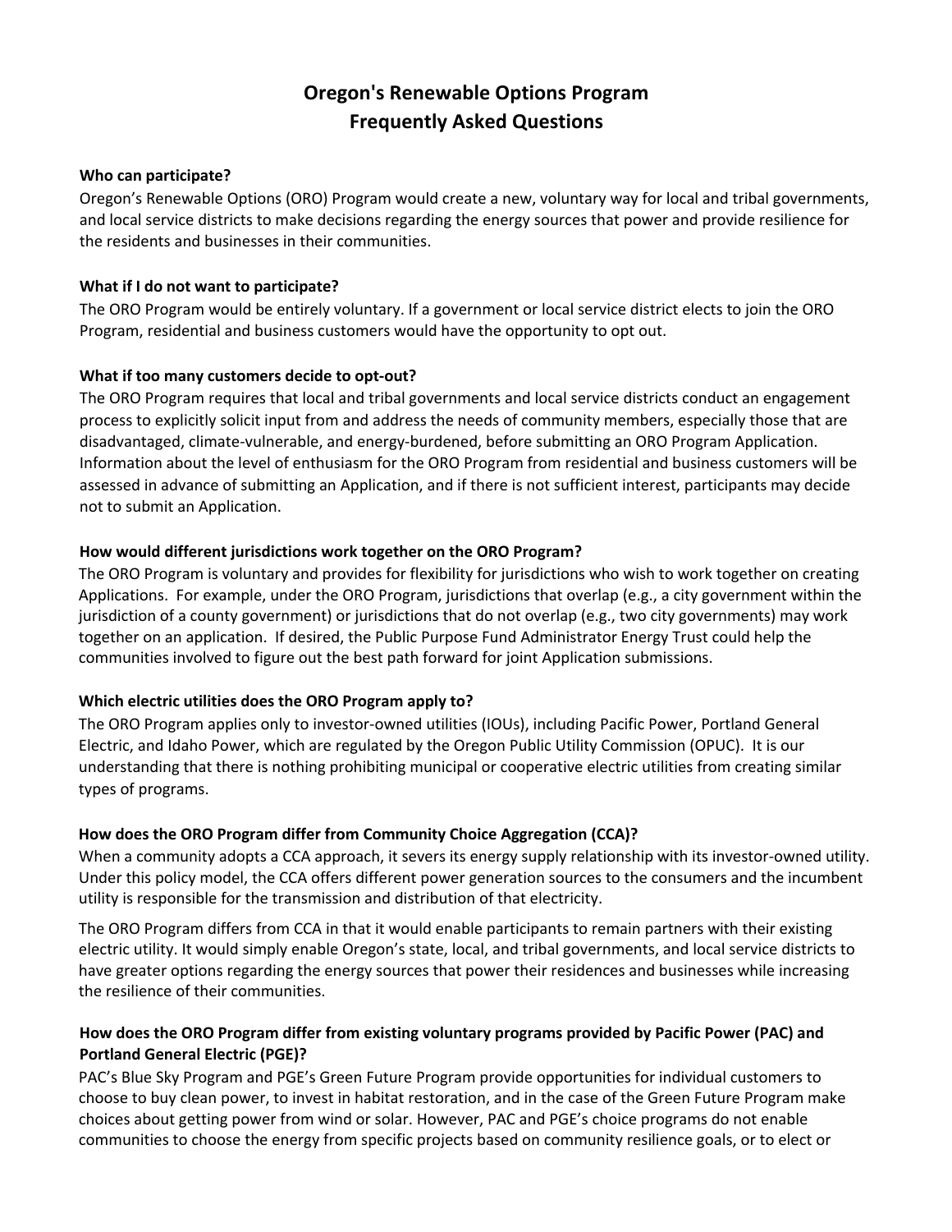# Oregon's Renewable Options Program
# Frequently Asked Questions

**Who can participate?**

Oregon's Renewable Options (ORO) Program would create a new, voluntary way for local and tribal governments, and local service districts to make decisions regarding the energy sources that power and provide resilience for the residents and businesses in their communities.

**What if I do not want to participate?**

The ORO Program would be entirely voluntary. If a government or local service district elects to join the ORO Program, residential and business customers would have the opportunity to opt out.

**What if too many customers decide to opt-out?**

The ORO Program requires that local and tribal governments and local service districts conduct an engagement process to explicitly solicit input from and address the needs of community members, especially those that are disadvantaged, climate-vulnerable, and energy-burdened, before submitting an ORO Program Application. Information about the level of enthusiasm for the ORO Program from residential and business customers will be assessed in advance of submitting an Application, and if there is not sufficient interest, participants may decide not to submit an Application.

**How would different jurisdictions work together on the ORO Program?**

The ORO Program is voluntary and provides for flexibility for jurisdictions who wish to work together on creating Applications. For example, under the ORO Program, jurisdictions that overlap (e.g., a city government within the jurisdiction of a county government) or jurisdictions that do not overlap (e.g., two city governments) may work together on an application. If desired, the Public Purpose Fund Administrator Energy Trust could help the communities involved to figure out the best path forward for joint Application submissions.

**Which electric utilities does the ORO Program apply to?**

The ORO Program applies only to investor-owned utilities (IOUs), including Pacific Power, Portland General Electric, and Idaho Power, which are regulated by the Oregon Public Utility Commission (OPUC). It is our understanding that there is nothing prohibiting municipal or cooperative electric utilities from creating similar types of programs.

**How does the ORO Program differ from Community Choice Aggregation (CCA)?**

When a community adopts a CCA approach, it severs its energy supply relationship with its investor-owned utility. Under this policy model, the CCA offers different power generation sources to the consumers and the incumbent utility is responsible for the transmission and distribution of that electricity.

The ORO Program differs from CCA in that it would enable participants to remain partners with their existing electric utility. It would simply enable Oregon's state, local, and tribal governments, and local service districts to have greater options regarding the energy sources that power their residences and businesses while increasing the resilience of their communities.

**How does the ORO Program differ from existing voluntary programs provided by Pacific Power (PAC) and Portland General Electric (PGE)?**

PAC's Blue Sky Program and PGE's Green Future Program provide opportunities for individual customers to choose to buy clean power, to invest in habitat restoration, and in the case of the Green Future Program make choices about getting power from wind or solar. However, PAC and PGE's choice programs do not enable communities to choose the energy from specific projects based on community resilience goals, or to elect or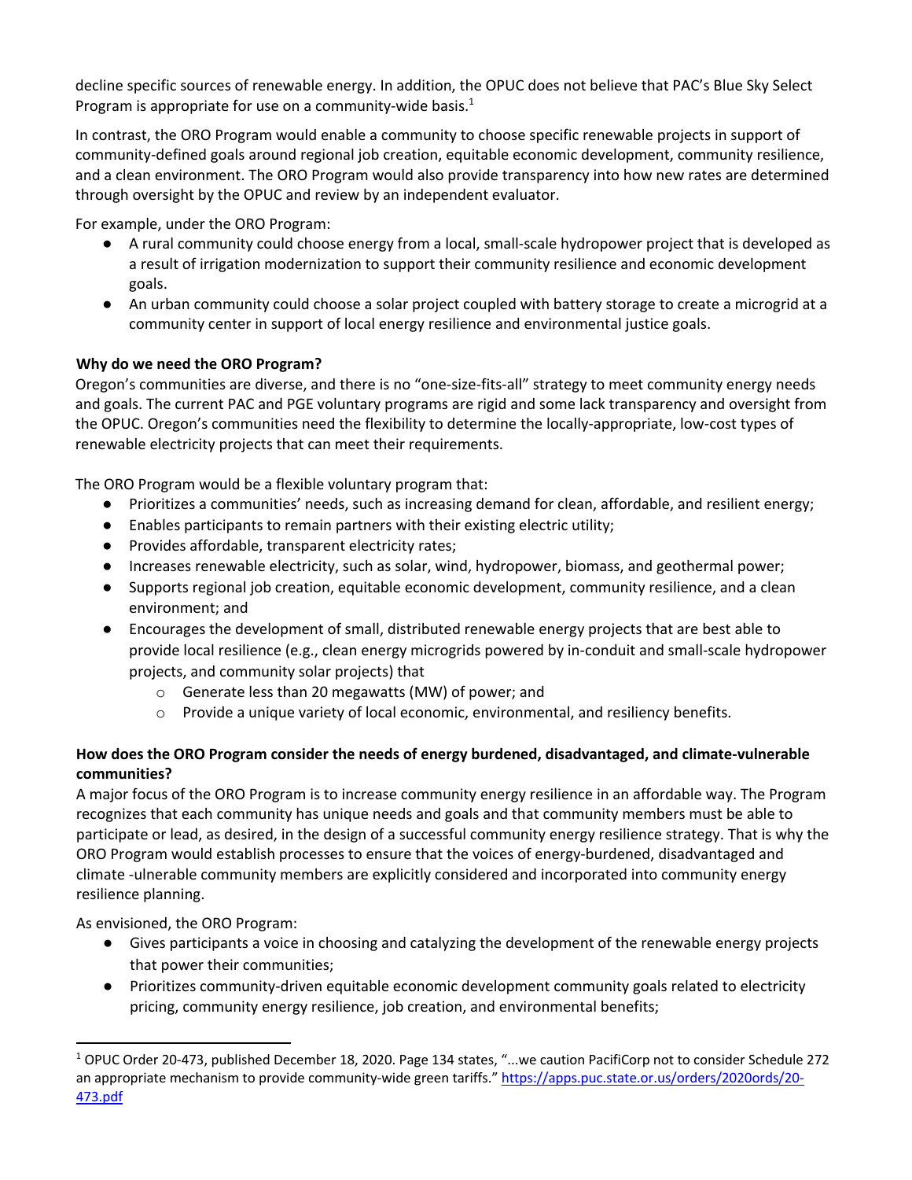decline specific sources of renewable energy. In addition, the OPUC does not believe that PAC's Blue Sky Select Program is appropriate for use on a community-wide basis.[1]

In contrast, the ORO Program would enable a community to choose specific renewable projects in support of community-defined goals around regional job creation, equitable economic development, community resilience, and a clean environment. The ORO Program would also provide transparency into how new rates are determined through oversight by the OPUC and review by an independent evaluator.

For example, under the ORO Program:

- A rural community could choose energy from a local, small-scale hydropower project that is developed as a result of irrigation modernization to support their community resilience and economic development goals.
- An urban community could choose a solar project coupled with battery storage to create a microgrid at a community center in support of local energy resilience and environmental justice goals.

**Why do we need the ORO Program?**

Oregon's communities are diverse, and there is no "one-size-fits-all" strategy to meet community energy needs and goals. The current PAC and PGE voluntary programs are rigid and some lack transparency and oversight from the OPUC. Oregon's communities need the flexibility to determine the locally-appropriate, low-cost types of renewable electricity projects that can meet their requirements.

The ORO Program would be a flexible voluntary program that:

- Prioritizes a communities' needs, such as increasing demand for clean, affordable, and resilient energy;
- Enables participants to remain partners with their existing electric utility;
- Provides affordable, transparent electricity rates;
- Increases renewable electricity, such as solar, wind, hydropower, biomass, and geothermal power;
- Supports regional job creation, equitable economic development, community resilience, and a clean environment; and
- Encourages the development of small, distributed renewable energy projects that are best able to provide local resilience (e.g., clean energy microgrids powered by in-conduit and small-scale hydropower projects, and community solar projects) that
  - Generate less than 20 megawatts (MW) of power; and
  - Provide a unique variety of local economic, environmental, and resiliency benefits.

**How does the ORO Program consider the needs of energy burdened, disadvantaged, and climate-vulnerable communities?**

A major focus of the ORO Program is to increase community energy resilience in an affordable way. The Program recognizes that each community has unique needs and goals and that community members must be able to participate or lead, as desired, in the design of a successful community energy resilience strategy. That is why the ORO Program would establish processes to ensure that the voices of energy-burdened, disadvantaged and climate -ulnerable community members are explicitly considered and incorporated into community energy resilience planning.

As envisioned, the ORO Program:

- Gives participants a voice in choosing and catalyzing the development of the renewable energy projects that power their communities;
- Prioritizes community-driven equitable economic development community goals related to electricity pricing, community energy resilience, job creation, and environmental benefits;

---

[1] OPUC Order 20-473, published December 18, 2020. Page 134 states, "...we caution PacifiCorp not to consider Schedule 272 an appropriate mechanism to provide community-wide green tariffs." https://apps.puc.state.or.us/orders/2020ords/20-473.pdf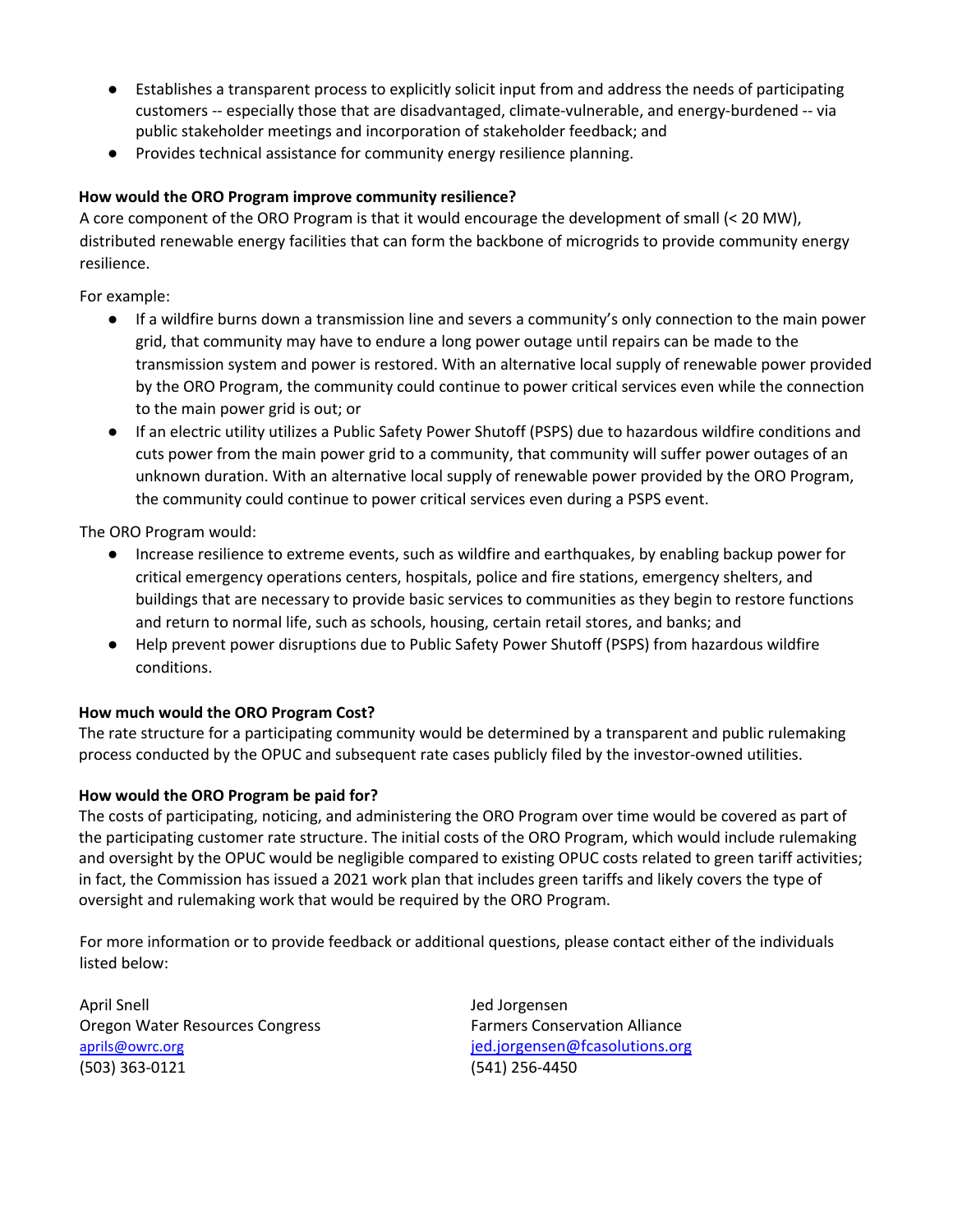- Establishes a transparent process to explicitly solicit input from and address the needs of participating customers -- especially those that are disadvantaged, climate-vulnerable, and energy-burdened -- via public stakeholder meetings and incorporation of stakeholder feedback; and
- Provides technical assistance for community energy resilience planning.

**How would the ORO Program improve community resilience?**

A core component of the ORO Program is that it would encourage the development of small (< 20 MW), distributed renewable energy facilities that can form the backbone of microgrids to provide community energy resilience.

For example:

- If a wildfire burns down a transmission line and severs a community's only connection to the main power grid, that community may have to endure a long power outage until repairs can be made to the transmission system and power is restored. With an alternative local supply of renewable power provided by the ORO Program, the community could continue to power critical services even while the connection to the main power grid is out; or
- If an electric utility utilizes a Public Safety Power Shutoff (PSPS) due to hazardous wildfire conditions and cuts power from the main power grid to a community, that community will suffer power outages of an unknown duration. With an alternative local supply of renewable power provided by the ORO Program, the community could continue to power critical services even during a PSPS event.

The ORO Program would:

- Increase resilience to extreme events, such as wildfire and earthquakes, by enabling backup power for critical emergency operations centers, hospitals, police and fire stations, emergency shelters, and buildings that are necessary to provide basic services to communities as they begin to restore functions and return to normal life, such as schools, housing, certain retail stores, and banks; and
- Help prevent power disruptions due to Public Safety Power Shutoff (PSPS) from hazardous wildfire conditions.

**How much would the ORO Program Cost?**

The rate structure for a participating community would be determined by a transparent and public rulemaking process conducted by the OPUC and subsequent rate cases publicly filed by the investor-owned utilities.

**How would the ORO Program be paid for?**

The costs of participating, noticing, and administering the ORO Program over time would be covered as part of the participating customer rate structure. The initial costs of the ORO Program, which would include rulemaking and oversight by the OPUC would be negligible compared to existing OPUC costs related to green tariff activities; in fact, the Commission has issued a 2021 work plan that includes green tariffs and likely covers the type of oversight and rulemaking work that would be required by the ORO Program.

For more information or to provide feedback or additional questions, please contact either of the individuals listed below:

April Snell
Oregon Water Resources Congress
aprils@owrc.org
(503) 363-0121

Jed Jorgensen
Farmers Conservation Alliance
jed.jorgensen@fcasolutions.org
(541) 256-4450